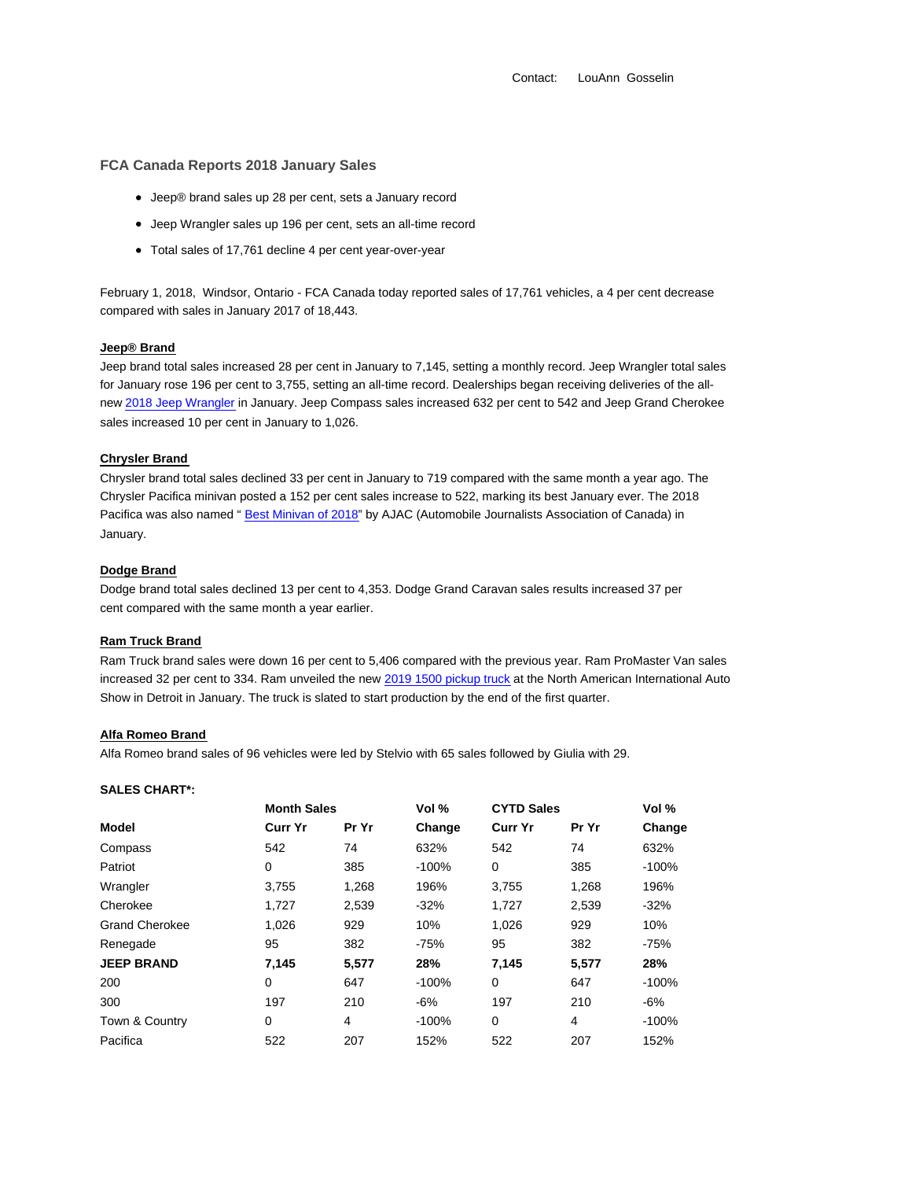Contact: LouAnn Gosselin

## FCA Canada Reports 2018 January Sales

- Jeep® brand sales up 28 per cent, sets a January record
- Jeep Wrangler sales up 196 per cent, sets an all-time record
- Total sales of 17,761 decline 4 per cent year-over-year

February 1, 2018, Windsor, Ontario - FCA Canada today reported sales of 17,761 vehicles, a 4 per cent decrease compared with sales in January 2017 of 18,443.

### Jeep® Brand

Jeep brand total sales increased 28 per cent in January to 7,145, setting a monthly record. Jeep Wrangler total sales for January rose 196 per cent to 3,755, setting an all-time record. Dealerships began receiving deliveries of the all-new 2018 Jeep Wrangler in January. Jeep Compass sales increased 632 per cent to 542 and Jeep Grand Cherokee sales increased 10 per cent in January to 1,026.

### Chrysler Brand

Chrysler brand total sales declined 33 per cent in January to 719 compared with the same month a year ago. The Chrysler Pacifica minivan posted a 152 per cent sales increase to 522, marking its best January ever. The 2018 Pacifica was also named " Best Minivan of 2018" by AJAC (Automobile Journalists Association of Canada) in January.

### Dodge Brand

Dodge brand total sales declined 13 per cent to 4,353. Dodge Grand Caravan sales results increased 37 per cent compared with the same month a year earlier.

### Ram Truck Brand

Ram Truck brand sales were down 16 per cent to 5,406 compared with the previous year. Ram ProMaster Van sales increased 32 per cent to 334. Ram unveiled the new 2019 1500 pickup truck at the North American International Auto Show in Detroit in January. The truck is slated to start production by the end of the first quarter.

### Alfa Romeo Brand

Alfa Romeo brand sales of 96 vehicles were led by Stelvio with 65 sales followed by Giulia with 29.

**SALES CHART*:**

| | **Month Sales** | | **Vol %** | **CYTD Sales** | | **Vol %** |
|---|---|---|---|---|---|---|
| **Model** | **Curr Yr** | **Pr Yr** | **Change** | **Curr Yr** | **Pr Yr** | **Change** |
| Compass | 542 | 74 | 632% | 542 | 74 | 632% |
| Patriot | 0 | 385 | -100% | 0 | 385 | -100% |
| Wrangler | 3,755 | 1,268 | 196% | 3,755 | 1,268 | 196% |
| Cherokee | 1,727 | 2,539 | -32% | 1,727 | 2,539 | -32% |
| Grand Cherokee | 1,026 | 929 | 10% | 1,026 | 929 | 10% |
| Renegade | 95 | 382 | -75% | 95 | 382 | -75% |
| **JEEP BRAND** | **7,145** | **5,577** | **28%** | **7,145** | **5,577** | **28%** |
| 200 | 0 | 647 | -100% | 0 | 647 | -100% |
| 300 | 197 | 210 | -6% | 197 | 210 | -6% |
| Town & Country | 0 | 4 | -100% | 0 | 4 | -100% |
| Pacifica | 522 | 207 | 152% | 522 | 207 | 152% |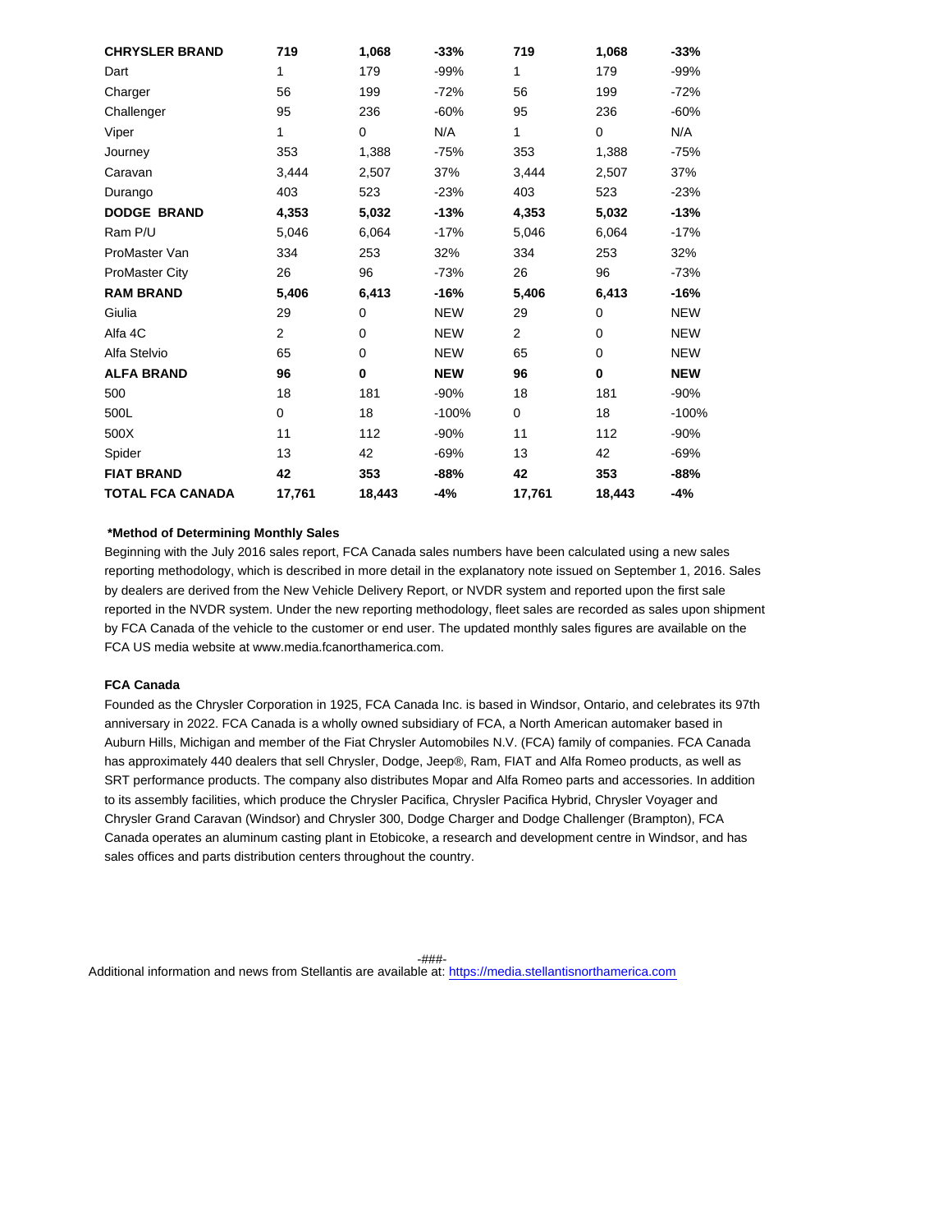| | | | | | | |
|---|---|---|---|---|---|---|
| **CHRYSLER BRAND** | **719** | **1,068** | **-33%** | **719** | **1,068** | **-33%** |
| Dart | 1 | 179 | -99% | 1 | 179 | -99% |
| Charger | 56 | 199 | -72% | 56 | 199 | -72% |
| Challenger | 95 | 236 | -60% | 95 | 236 | -60% |
| Viper | 1 | 0 | N/A | 1 | 0 | N/A |
| Journey | 353 | 1,388 | -75% | 353 | 1,388 | -75% |
| Caravan | 3,444 | 2,507 | 37% | 3,444 | 2,507 | 37% |
| Durango | 403 | 523 | -23% | 403 | 523 | -23% |
| **DODGE BRAND** | **4,353** | **5,032** | **-13%** | **4,353** | **5,032** | **-13%** |
| Ram P/U | 5,046 | 6,064 | -17% | 5,046 | 6,064 | -17% |
| ProMaster Van | 334 | 253 | 32% | 334 | 253 | 32% |
| ProMaster City | 26 | 96 | -73% | 26 | 96 | -73% |
| **RAM BRAND** | **5,406** | **6,413** | **-16%** | **5,406** | **6,413** | **-16%** |
| Giulia | 29 | 0 | NEW | 29 | 0 | NEW |
| Alfa 4C | 2 | 0 | NEW | 2 | 0 | NEW |
| Alfa Stelvio | 65 | 0 | NEW | 65 | 0 | NEW |
| **ALFA BRAND** | **96** | **0** | **NEW** | **96** | **0** | **NEW** |
| 500 | 18 | 181 | -90% | 18 | 181 | -90% |
| 500L | 0 | 18 | -100% | 0 | 18 | -100% |
| 500X | 11 | 112 | -90% | 11 | 112 | -90% |
| Spider | 13 | 42 | -69% | 13 | 42 | -69% |
| **FIAT BRAND** | **42** | **353** | **-88%** | **42** | **353** | **-88%** |
| **TOTAL FCA CANADA** | **17,761** | **18,443** | **-4%** | **17,761** | **18,443** | **-4%** |

**\*Method of Determining Monthly Sales**

Beginning with the July 2016 sales report, FCA Canada sales numbers have been calculated using a new sales reporting methodology, which is described in more detail in the explanatory note issued on September 1, 2016. Sales by dealers are derived from the New Vehicle Delivery Report, or NVDR system and reported upon the first sale reported in the NVDR system. Under the new reporting methodology, fleet sales are recorded as sales upon shipment by FCA Canada of the vehicle to the customer or end user. The updated monthly sales figures are available on the FCA US media website at www.media.fcanorthamerica.com.

**FCA Canada**

Founded as the Chrysler Corporation in 1925, FCA Canada Inc. is based in Windsor, Ontario, and celebrates its 97th anniversary in 2022. FCA Canada is a wholly owned subsidiary of FCA, a North American automaker based in Auburn Hills, Michigan and member of the Fiat Chrysler Automobiles N.V. (FCA) family of companies. FCA Canada has approximately 440 dealers that sell Chrysler, Dodge, Jeep®, Ram, FIAT and Alfa Romeo products, as well as SRT performance products. The company also distributes Mopar and Alfa Romeo parts and accessories. In addition to its assembly facilities, which produce the Chrysler Pacifica, Chrysler Pacifica Hybrid, Chrysler Voyager and Chrysler Grand Caravan (Windsor) and Chrysler 300, Dodge Charger and Dodge Challenger (Brampton), FCA Canada operates an aluminum casting plant in Etobicoke, a research and development centre in Windsor, and has sales offices and parts distribution centers throughout the country.

-###-

Additional information and news from Stellantis are available at: https://media.stellantisnorthamerica.com